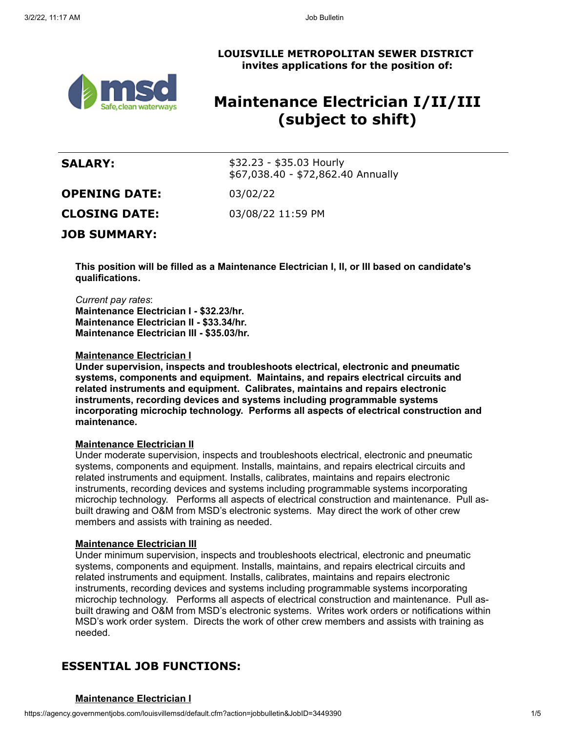**LOUISVILLE METROPOLITAN SEWER DISTRICT**
**invites applications for the position of:**

# Maintenance Electrician I/II/III (subject to shift)

**SALARY:** $32.23 - $35.03 Hourly
$67,038.40 - $72,862.40 Annually

**OPENING DATE:** 03/02/22

**CLOSING DATE:** 03/08/22 11:59 PM

## JOB SUMMARY:

**This position will be filled as a Maintenance Electrician I, II, or III based on candidate's qualifications.**

*Current pay rates*:
**Maintenance Electrician I - $32.23/hr.**
**Maintenance Electrician II - $33.34/hr.**
**Maintenance Electrician III - $35.03/hr.**

**Maintenance Electrician I**
**Under supervision, inspects and troubleshoots electrical, electronic and pneumatic systems, components and equipment. Maintains, and repairs electrical circuits and related instruments and equipment. Calibrates, maintains and repairs electronic instruments, recording devices and systems including programmable systems incorporating microchip technology. Performs all aspects of electrical construction and maintenance.**

**Maintenance Electrician II**
Under moderate supervision, inspects and troubleshoots electrical, electronic and pneumatic systems, components and equipment. Installs, maintains, and repairs electrical circuits and related instruments and equipment. Installs, calibrates, maintains and repairs electronic instruments, recording devices and systems including programmable systems incorporating microchip technology. Performs all aspects of electrical construction and maintenance. Pull as-built drawing and O&M from MSD's electronic systems. May direct the work of other crew members and assists with training as needed.

**Maintenance Electrician III**
Under minimum supervision, inspects and troubleshoots electrical, electronic and pneumatic systems, components and equipment. Installs, maintains, and repairs electrical circuits and related instruments and equipment. Installs, calibrates, maintains and repairs electronic instruments, recording devices and systems including programmable systems incorporating microchip technology. Performs all aspects of electrical construction and maintenance. Pull as-built drawing and O&M from MSD's electronic systems. Writes work orders or notifications within MSD's work order system. Directs the work of other crew members and assists with training as needed.

## ESSENTIAL JOB FUNCTIONS:

**Maintenance Electrician I**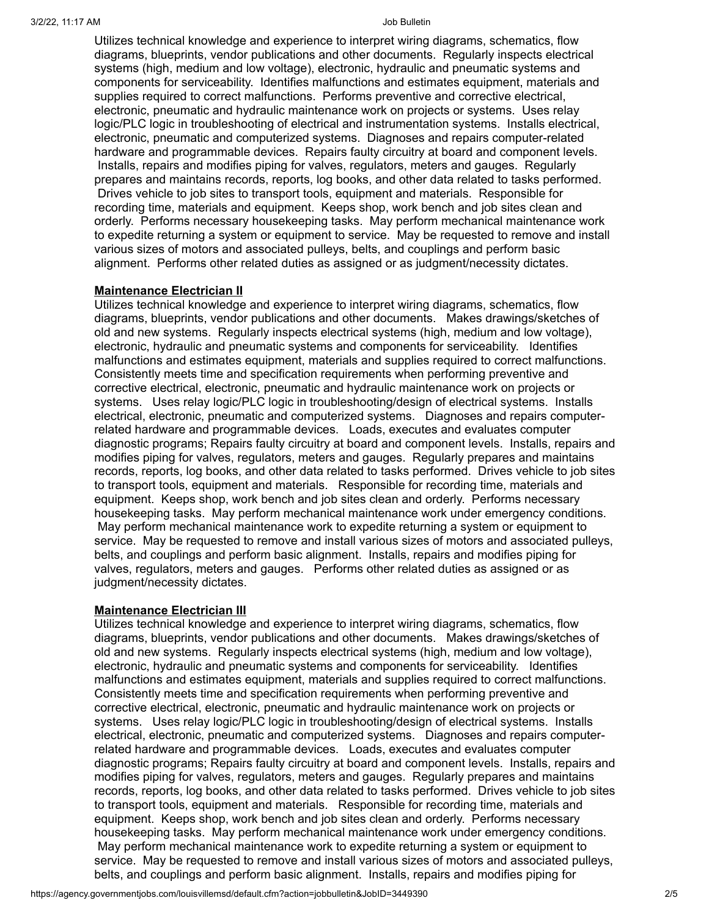Utilizes technical knowledge and experience to interpret wiring diagrams, schematics, flow diagrams, blueprints, vendor publications and other documents. Regularly inspects electrical systems (high, medium and low voltage), electronic, hydraulic and pneumatic systems and components for serviceability. Identifies malfunctions and estimates equipment, materials and supplies required to correct malfunctions. Performs preventive and corrective electrical, electronic, pneumatic and hydraulic maintenance work on projects or systems. Uses relay logic/PLC logic in troubleshooting of electrical and instrumentation systems. Installs electrical, electronic, pneumatic and computerized systems. Diagnoses and repairs computer-related hardware and programmable devices. Repairs faulty circuitry at board and component levels. Installs, repairs and modifies piping for valves, regulators, meters and gauges. Regularly prepares and maintains records, reports, log books, and other data related to tasks performed. Drives vehicle to job sites to transport tools, equipment and materials. Responsible for recording time, materials and equipment. Keeps shop, work bench and job sites clean and orderly. Performs necessary housekeeping tasks. May perform mechanical maintenance work to expedite returning a system or equipment to service. May be requested to remove and install various sizes of motors and associated pulleys, belts, and couplings and perform basic alignment. Performs other related duties as assigned or as judgment/necessity dictates.

**Maintenance Electrician II**

Utilizes technical knowledge and experience to interpret wiring diagrams, schematics, flow diagrams, blueprints, vendor publications and other documents. Makes drawings/sketches of old and new systems. Regularly inspects electrical systems (high, medium and low voltage), electronic, hydraulic and pneumatic systems and components for serviceability. Identifies malfunctions and estimates equipment, materials and supplies required to correct malfunctions. Consistently meets time and specification requirements when performing preventive and corrective electrical, electronic, pneumatic and hydraulic maintenance work on projects or systems. Uses relay logic/PLC logic in troubleshooting/design of electrical systems. Installs electrical, electronic, pneumatic and computerized systems. Diagnoses and repairs computer-related hardware and programmable devices. Loads, executes and evaluates computer diagnostic programs; Repairs faulty circuitry at board and component levels. Installs, repairs and modifies piping for valves, regulators, meters and gauges. Regularly prepares and maintains records, reports, log books, and other data related to tasks performed. Drives vehicle to job sites to transport tools, equipment and materials. Responsible for recording time, materials and equipment. Keeps shop, work bench and job sites clean and orderly. Performs necessary housekeeping tasks. May perform mechanical maintenance work under emergency conditions. May perform mechanical maintenance work to expedite returning a system or equipment to service. May be requested to remove and install various sizes of motors and associated pulleys, belts, and couplings and perform basic alignment. Installs, repairs and modifies piping for valves, regulators, meters and gauges. Performs other related duties as assigned or as judgment/necessity dictates.

**Maintenance Electrician III**

Utilizes technical knowledge and experience to interpret wiring diagrams, schematics, flow diagrams, blueprints, vendor publications and other documents. Makes drawings/sketches of old and new systems. Regularly inspects electrical systems (high, medium and low voltage), electronic, hydraulic and pneumatic systems and components for serviceability. Identifies malfunctions and estimates equipment, materials and supplies required to correct malfunctions. Consistently meets time and specification requirements when performing preventive and corrective electrical, electronic, pneumatic and hydraulic maintenance work on projects or systems. Uses relay logic/PLC logic in troubleshooting/design of electrical systems. Installs electrical, electronic, pneumatic and computerized systems. Diagnoses and repairs computer-related hardware and programmable devices. Loads, executes and evaluates computer diagnostic programs; Repairs faulty circuitry at board and component levels. Installs, repairs and modifies piping for valves, regulators, meters and gauges. Regularly prepares and maintains records, reports, log books, and other data related to tasks performed. Drives vehicle to job sites to transport tools, equipment and materials. Responsible for recording time, materials and equipment. Keeps shop, work bench and job sites clean and orderly. Performs necessary housekeeping tasks. May perform mechanical maintenance work under emergency conditions. May perform mechanical maintenance work to expedite returning a system or equipment to service. May be requested to remove and install various sizes of motors and associated pulleys, belts, and couplings and perform basic alignment. Installs, repairs and modifies piping for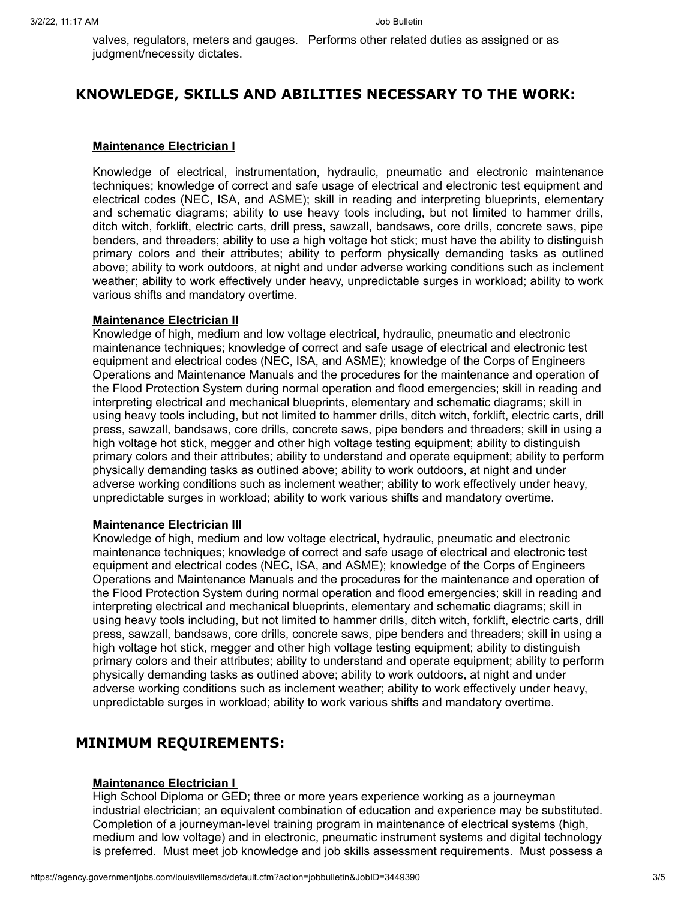valves, regulators, meters and gauges. Performs other related duties as assigned or as judgment/necessity dictates.

## KNOWLEDGE, SKILLS AND ABILITIES NECESSARY TO THE WORK:

**Maintenance Electrician I**

Knowledge of electrical, instrumentation, hydraulic, pneumatic and electronic maintenance techniques; knowledge of correct and safe usage of electrical and electronic test equipment and electrical codes (NEC, ISA, and ASME); skill in reading and interpreting blueprints, elementary and schematic diagrams; ability to use heavy tools including, but not limited to hammer drills, ditch witch, forklift, electric carts, drill press, sawzall, bandsaws, core drills, concrete saws, pipe benders, and threaders; ability to use a high voltage hot stick; must have the ability to distinguish primary colors and their attributes; ability to perform physically demanding tasks as outlined above; ability to work outdoors, at night and under adverse working conditions such as inclement weather; ability to work effectively under heavy, unpredictable surges in workload; ability to work various shifts and mandatory overtime.

**Maintenance Electrician II**

Knowledge of high, medium and low voltage electrical, hydraulic, pneumatic and electronic maintenance techniques; knowledge of correct and safe usage of electrical and electronic test equipment and electrical codes (NEC, ISA, and ASME); knowledge of the Corps of Engineers Operations and Maintenance Manuals and the procedures for the maintenance and operation of the Flood Protection System during normal operation and flood emergencies; skill in reading and interpreting electrical and mechanical blueprints, elementary and schematic diagrams; skill in using heavy tools including, but not limited to hammer drills, ditch witch, forklift, electric carts, drill press, sawzall, bandsaws, core drills, concrete saws, pipe benders and threaders; skill in using a high voltage hot stick, megger and other high voltage testing equipment; ability to distinguish primary colors and their attributes; ability to understand and operate equipment; ability to perform physically demanding tasks as outlined above; ability to work outdoors, at night and under adverse working conditions such as inclement weather; ability to work effectively under heavy, unpredictable surges in workload; ability to work various shifts and mandatory overtime.

**Maintenance Electrician III**

Knowledge of high, medium and low voltage electrical, hydraulic, pneumatic and electronic maintenance techniques; knowledge of correct and safe usage of electrical and electronic test equipment and electrical codes (NEC, ISA, and ASME); knowledge of the Corps of Engineers Operations and Maintenance Manuals and the procedures for the maintenance and operation of the Flood Protection System during normal operation and flood emergencies; skill in reading and interpreting electrical and mechanical blueprints, elementary and schematic diagrams; skill in using heavy tools including, but not limited to hammer drills, ditch witch, forklift, electric carts, drill press, sawzall, bandsaws, core drills, concrete saws, pipe benders and threaders; skill in using a high voltage hot stick, megger and other high voltage testing equipment; ability to distinguish primary colors and their attributes; ability to understand and operate equipment; ability to perform physically demanding tasks as outlined above; ability to work outdoors, at night and under adverse working conditions such as inclement weather; ability to work effectively under heavy, unpredictable surges in workload; ability to work various shifts and mandatory overtime.

## MINIMUM REQUIREMENTS:

**Maintenance Electrician I**

High School Diploma or GED; three or more years experience working as a journeyman industrial electrician; an equivalent combination of education and experience may be substituted. Completion of a journeyman-level training program in maintenance of electrical systems (high, medium and low voltage) and in electronic, pneumatic instrument systems and digital technology is preferred. Must meet job knowledge and job skills assessment requirements. Must possess a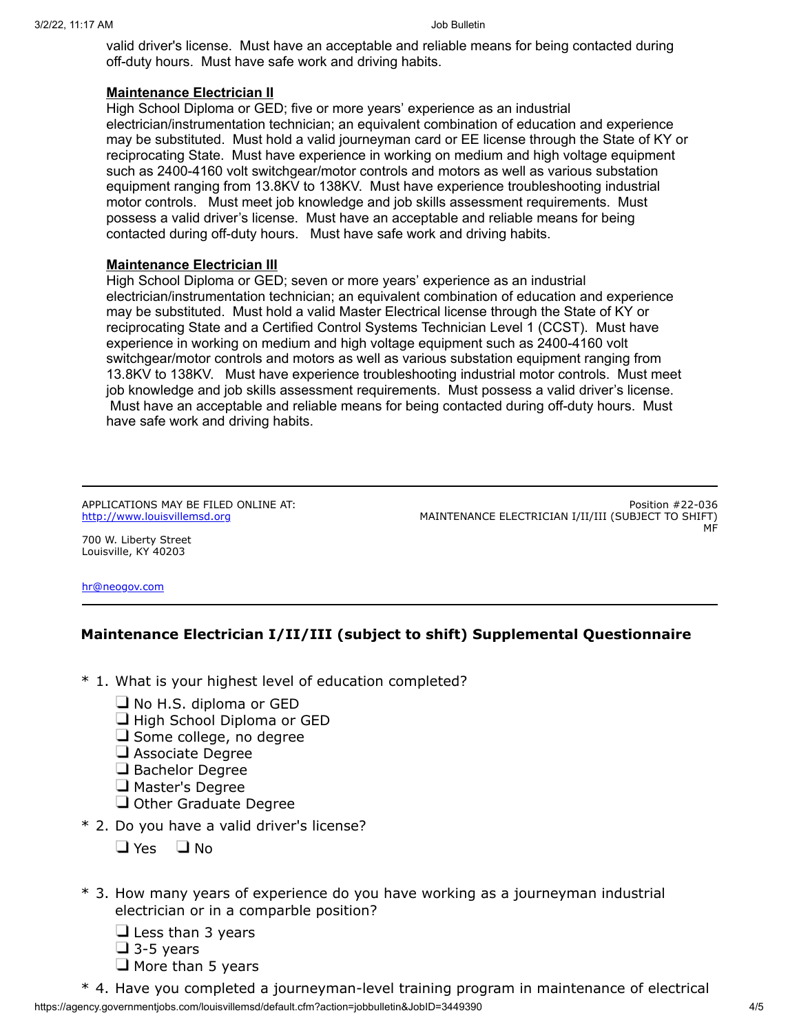valid driver's license. Must have an acceptable and reliable means for being contacted during off-duty hours. Must have safe work and driving habits.

**Maintenance Electrician II**

High School Diploma or GED; five or more years' experience as an industrial electrician/instrumentation technician; an equivalent combination of education and experience may be substituted. Must hold a valid journeyman card or EE license through the State of KY or reciprocating State. Must have experience in working on medium and high voltage equipment such as 2400-4160 volt switchgear/motor controls and motors as well as various substation equipment ranging from 13.8KV to 138KV. Must have experience troubleshooting industrial motor controls. Must meet job knowledge and job skills assessment requirements. Must possess a valid driver's license. Must have an acceptable and reliable means for being contacted during off-duty hours. Must have safe work and driving habits.

**Maintenance Electrician III**

High School Diploma or GED; seven or more years' experience as an industrial electrician/instrumentation technician; an equivalent combination of education and experience may be substituted. Must hold a valid Master Electrical license through the State of KY or reciprocating State and a Certified Control Systems Technician Level 1 (CCST). Must have experience in working on medium and high voltage equipment such as 2400-4160 volt switchgear/motor controls and motors as well as various substation equipment ranging from 13.8KV to 138KV. Must have experience troubleshooting industrial motor controls. Must meet job knowledge and job skills assessment requirements. Must possess a valid driver's license. Must have an acceptable and reliable means for being contacted during off-duty hours. Must have safe work and driving habits.

---

APPLICATIONS MAY BE FILED ONLINE AT:
http://www.louisvillemsd.org

700 W. Liberty Street
Louisville, KY 40203

hr@neogov.com

Position #22-036
MAINTENANCE ELECTRICIAN I/II/III (SUBJECT TO SHIFT)
MF

---

## Maintenance Electrician I/II/III (subject to shift) Supplemental Questionnaire

\* 1. What is your highest level of education completed?

- ☐ No H.S. diploma or GED
- ☐ High School Diploma or GED
- ☐ Some college, no degree
- ☐ Associate Degree
- ☐ Bachelor Degree
- ☐ Master's Degree
- ☐ Other Graduate Degree

\* 2. Do you have a valid driver's license?

☐ Yes ☐ No

\* 3. How many years of experience do you have working as a journeyman industrial electrician or in a comparble position?

- ☐ Less than 3 years
- ☐ 3-5 years
- ☐ More than 5 years

\* 4. Have you completed a journeyman-level training program in maintenance of electrical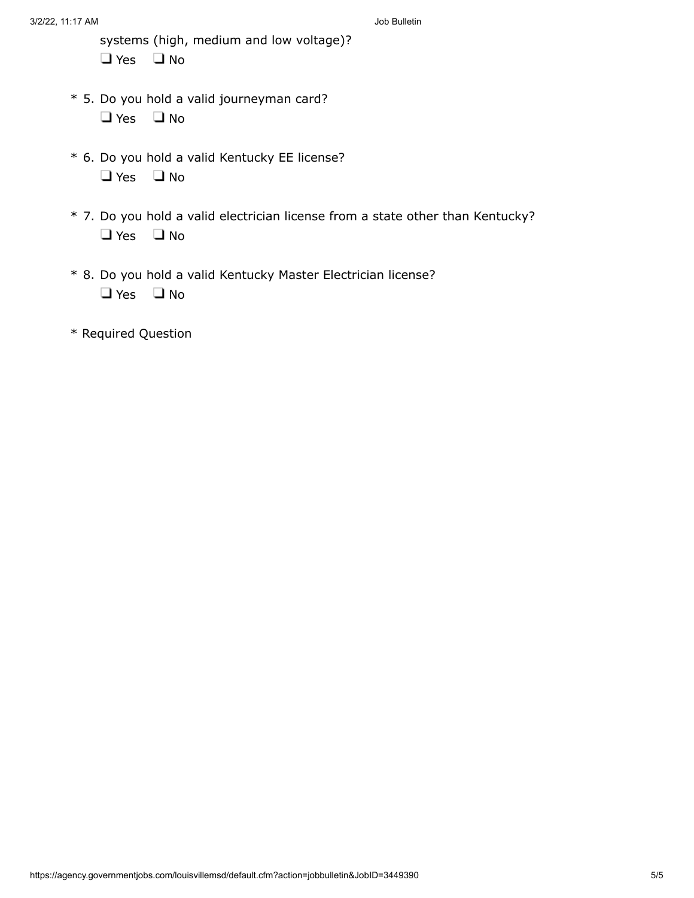systems (high, medium and low voltage)?

❑ Yes ❑ No

* 5. Do you hold a valid journeyman card?

❑ Yes ❑ No

* 6. Do you hold a valid Kentucky EE license?

❑ Yes ❑ No

* 7. Do you hold a valid electrician license from a state other than Kentucky?

❑ Yes ❑ No

* 8. Do you hold a valid Kentucky Master Electrician license?

❑ Yes ❑ No

* Required Question